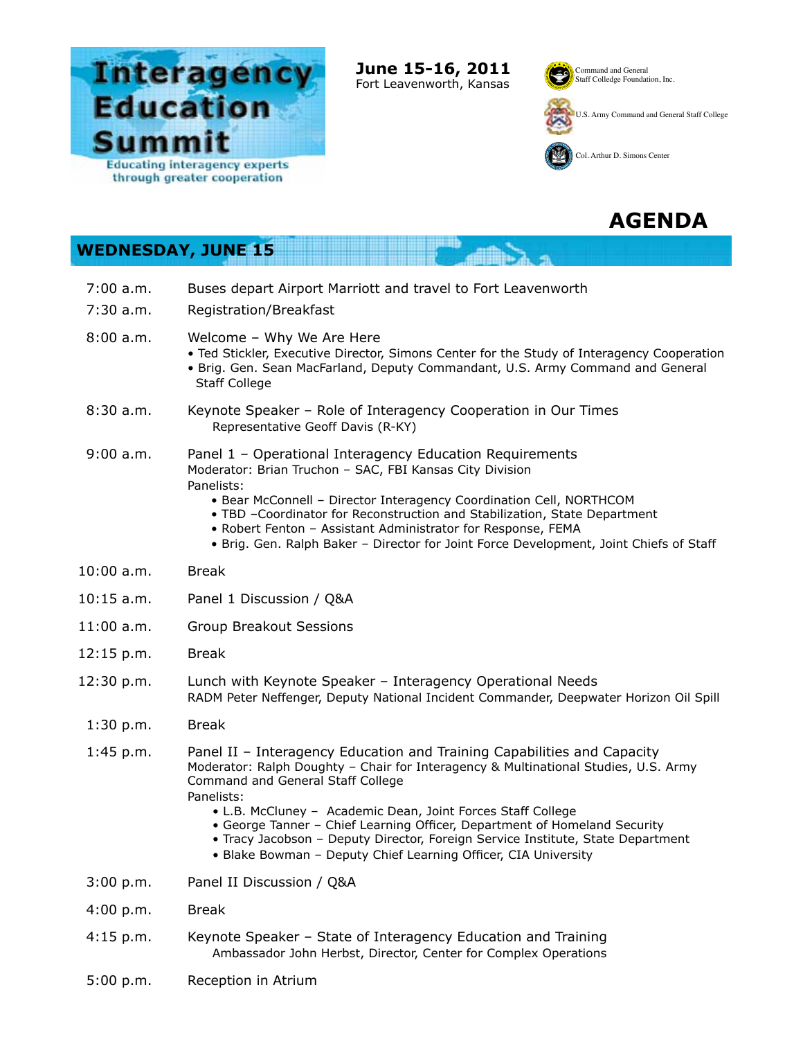# Interagency Education Summit

Educating interagency experts through greater cooperation

**June 15-16, 2011**
Fort Leavenworth, Kansas

Command and General Staff College Foundation, Inc.

U.S. Army Command and General Staff College

Col. Arthur D. Simons Center

## AGENDA

### WEDNESDAY, JUNE 15

7:00 a.m. Buses depart Airport Marriott and travel to Fort Leavenworth

7:30 a.m. Registration/Breakfast

8:00 a.m. Welcome – Why We Are Here
- Ted Stickler, Executive Director, Simons Center for the Study of Interagency Cooperation
- Brig. Gen. Sean MacFarland, Deputy Commandant, U.S. Army Command and General Staff College

8:30 a.m. Keynote Speaker – Role of Interagency Cooperation in Our Times
Representative Geoff Davis (R-KY)

9:00 a.m. Panel 1 – Operational Interagency Education Requirements
Moderator: Brian Truchon – SAC, FBI Kansas City Division
Panelists:
- Bear McConnell – Director Interagency Coordination Cell, NORTHCOM
- TBD –Coordinator for Reconstruction and Stabilization, State Department
- Robert Fenton – Assistant Administrator for Response, FEMA
- Brig. Gen. Ralph Baker – Director for Joint Force Development, Joint Chiefs of Staff

10:00 a.m. Break

10:15 a.m. Panel 1 Discussion / Q&A

11:00 a.m. Group Breakout Sessions

12:15 p.m. Break

12:30 p.m. Lunch with Keynote Speaker – Interagency Operational Needs
RADM Peter Neffenger, Deputy National Incident Commander, Deepwater Horizon Oil Spill

1:30 p.m. Break

1:45 p.m. Panel II – Interagency Education and Training Capabilities and Capacity
Moderator: Ralph Doughty – Chair for Interagency & Multinational Studies, U.S. Army Command and General Staff College
Panelists:
- L.B. McCluney – Academic Dean, Joint Forces Staff College
- George Tanner – Chief Learning Officer, Department of Homeland Security
- Tracy Jacobson – Deputy Director, Foreign Service Institute, State Department
- Blake Bowman – Deputy Chief Learning Officer, CIA University

3:00 p.m. Panel II Discussion / Q&A

4:00 p.m. Break

4:15 p.m. Keynote Speaker – State of Interagency Education and Training
Ambassador John Herbst, Director, Center for Complex Operations

5:00 p.m. Reception in Atrium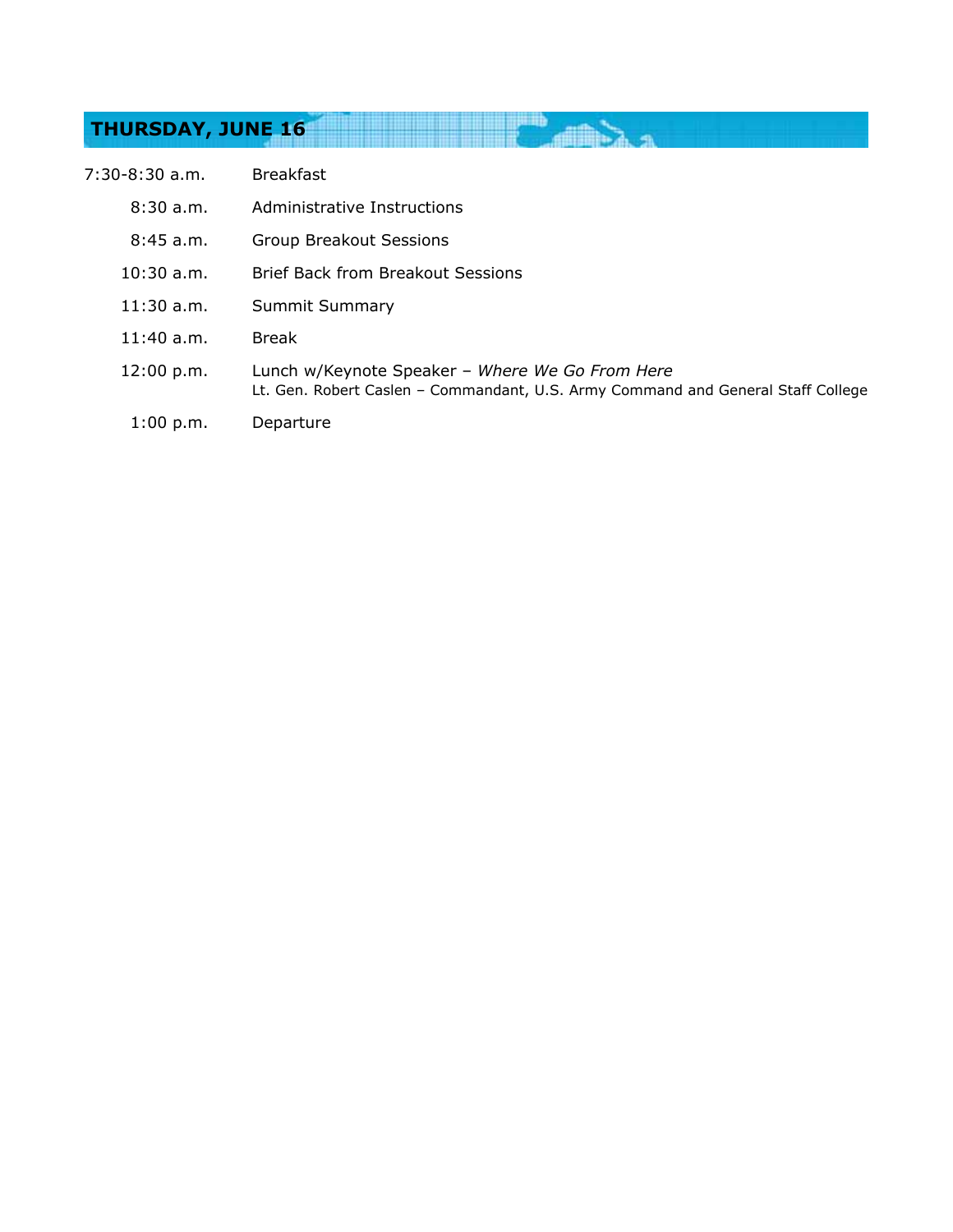## THURSDAY, JUNE 16

| | |
|---|---|
| 7:30-8:30 a.m. | Breakfast |
| 8:30 a.m. | Administrative Instructions |
| 8:45 a.m. | Group Breakout Sessions |
| 10:30 a.m. | Brief Back from Breakout Sessions |
| 11:30 a.m. | Summit Summary |
| 11:40 a.m. | Break |
| 12:00 p.m. | Lunch w/Keynote Speaker – *Where We Go From Here*<br>Lt. Gen. Robert Caslen – Commandant, U.S. Army Command and General Staff College |
| 1:00 p.m. | Departure |